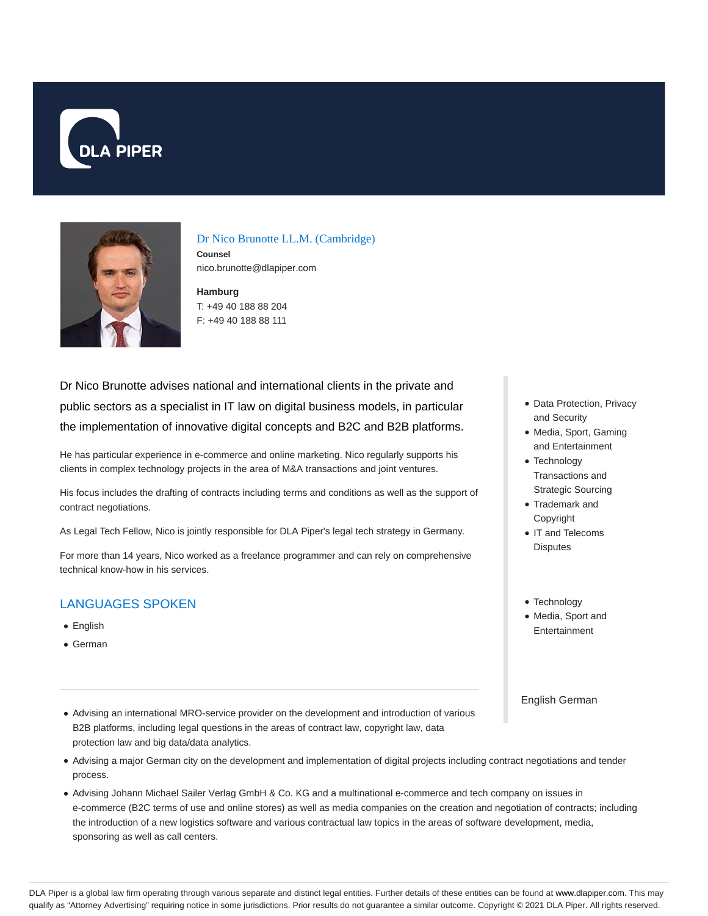## Dr Nico Brunotte LL.M. (Cambridge)

**Counsel**

nico.brunotte@dlapiper.com

**Hamburg**

T: +49 40 188 88 204

F: +49 40 188 88 111

Dr Nico Brunotte advises national and international clients in the private and public sectors as a specialist in IT law on digital business models, in particular the implementation of innovative digital concepts and B2C and B2B platforms.

He has particular experience in e-commerce and online marketing. Nico regularly supports his clients in complex technology projects in the area of M&A transactions and joint ventures.

His focus includes the drafting of contracts including terms and conditions as well as the support of contract negotiations.

As Legal Tech Fellow, Nico is jointly responsible for DLA Piper's legal tech strategy in Germany.

For more than 14 years, Nico worked as a freelance programmer and can rely on comprehensive technical know-how in his services.

- Data Protection, Privacy and Security
- Media, Sport, Gaming and Entertainment
- Technology Transactions and Strategic Sourcing
- Trademark and Copyright
- IT and Telecoms Disputes

- Technology
- Media, Sport and Entertainment

English German

## LANGUAGES SPOKEN

- English
- German

---

- Advising an international MRO-service provider on the development and introduction of various B2B platforms, including legal questions in the areas of contract law, copyright law, data protection law and big data/data analytics.
- Advising a major German city on the development and implementation of digital projects including contract negotiations and tender process.
- Advising Johann Michael Sailer Verlag GmbH & Co. KG and a multinational e-commerce and tech company on issues in e-commerce (B2C terms of use and online stores) as well as media companies on the creation and negotiation of contracts; including the introduction of a new logistics software and various contractual law topics in the areas of software development, media, sponsoring as well as call centers.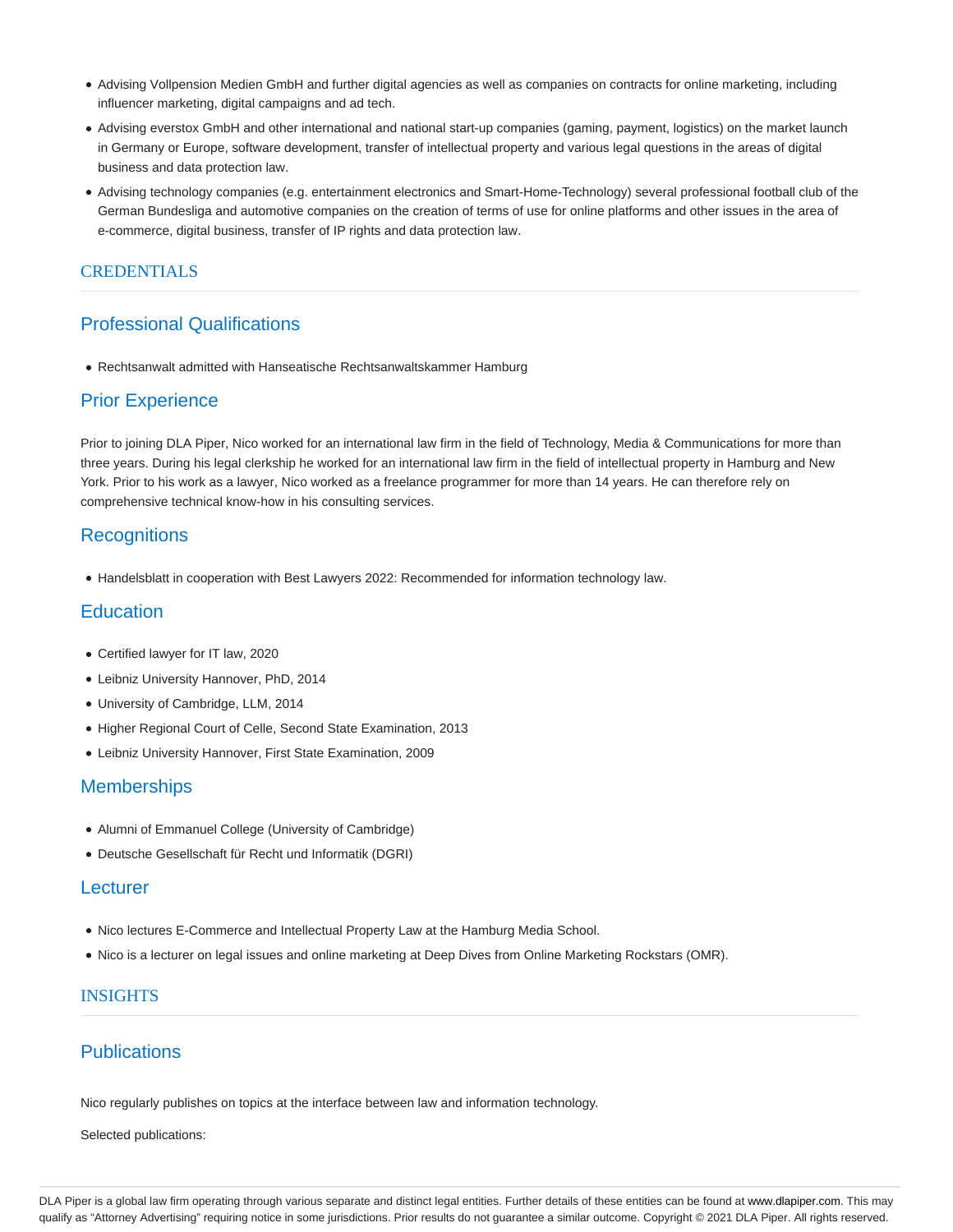- Advising Vollpension Medien GmbH and further digital agencies as well as companies on contracts for online marketing, including influencer marketing, digital campaigns and ad tech.
- Advising everstox GmbH and other international and national start-up companies (gaming, payment, logistics) on the market launch in Germany or Europe, software development, transfer of intellectual property and various legal questions in the areas of digital business and data protection law.
- Advising technology companies (e.g. entertainment electronics and Smart-Home-Technology) several professional football club of the German Bundesliga and automotive companies on the creation of terms of use for online platforms and other issues in the area of e-commerce, digital business, transfer of IP rights and data protection law.

# CREDENTIALS

## Professional Qualifications

- Rechtsanwalt admitted with Hanseatische Rechtsanwaltskammer Hamburg

## Prior Experience

Prior to joining DLA Piper, Nico worked for an international law firm in the field of Technology, Media & Communications for more than three years. During his legal clerkship he worked for an international law firm in the field of intellectual property in Hamburg and New York. Prior to his work as a lawyer, Nico worked as a freelance programmer for more than 14 years. He can therefore rely on comprehensive technical know-how in his consulting services.

## Recognitions

- Handelsblatt in cooperation with Best Lawyers 2022: Recommended for information technology law.

## Education

- Certified lawyer for IT law, 2020
- Leibniz University Hannover, PhD, 2014
- University of Cambridge, LLM, 2014
- Higher Regional Court of Celle, Second State Examination, 2013
- Leibniz University Hannover, First State Examination, 2009

## Memberships

- Alumni of Emmanuel College (University of Cambridge)
- Deutsche Gesellschaft für Recht und Informatik (DGRI)

## Lecturer

- Nico lectures E-Commerce and Intellectual Property Law at the Hamburg Media School.
- Nico is a lecturer on legal issues and online marketing at Deep Dives from Online Marketing Rockstars (OMR).

# INSIGHTS

## Publications

Nico regularly publishes on topics at the interface between law and information technology.

Selected publications:

DLA Piper is a global law firm operating through various separate and distinct legal entities. Further details of these entities can be found at www.dlapiper.com. This may qualify as "Attorney Advertising" requiring notice in some jurisdictions. Prior results do not guarantee a similar outcome. Copyright © 2021 DLA Piper. All rights reserved.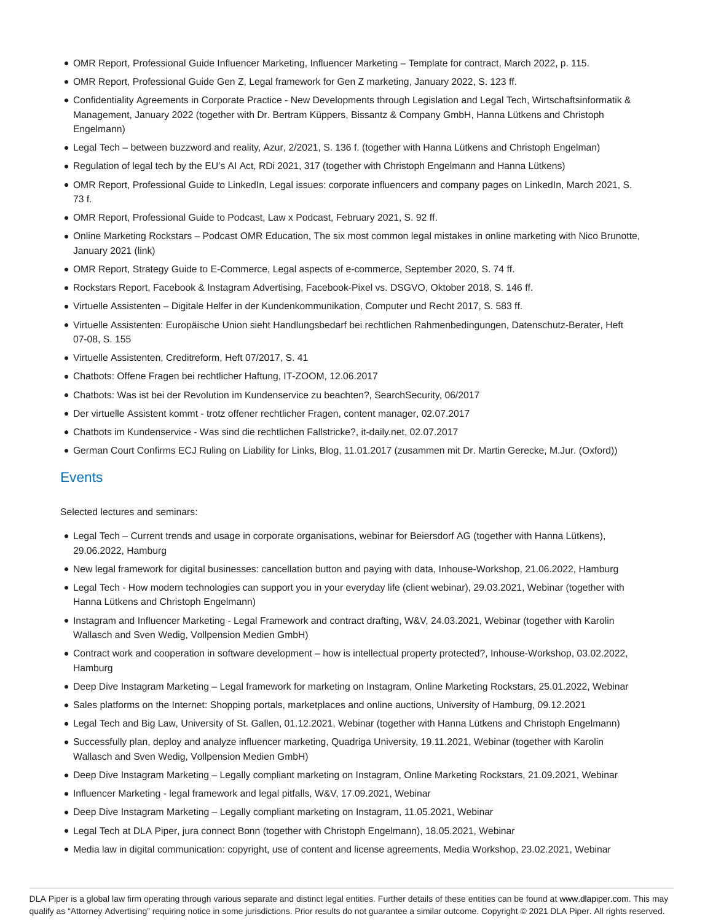- OMR Report, Professional Guide Influencer Marketing, Influencer Marketing – Template for contract, March 2022, p. 115.
- OMR Report, Professional Guide Gen Z, Legal framework for Gen Z marketing, January 2022, S. 123 ff.
- Confidentiality Agreements in Corporate Practice - New Developments through Legislation and Legal Tech, Wirtschaftsinformatik & Management, January 2022 (together with Dr. Bertram Küppers, Bissantz & Company GmbH, Hanna Lütkens and Christoph Engelmann)
- Legal Tech – between buzzword and reality, Azur, 2/2021, S. 136 f. (together with Hanna Lütkens and Christoph Engelman)
- Regulation of legal tech by the EU's AI Act, RDi 2021, 317 (together with Christoph Engelmann and Hanna Lütkens)
- OMR Report, Professional Guide to LinkedIn, Legal issues: corporate influencers and company pages on LinkedIn, March 2021, S. 73 f.
- OMR Report, Professional Guide to Podcast, Law x Podcast, February 2021, S. 92 ff.
- Online Marketing Rockstars – Podcast OMR Education, The six most common legal mistakes in online marketing with Nico Brunotte, January 2021 (link)
- OMR Report, Strategy Guide to E-Commerce, Legal aspects of e-commerce, September 2020, S. 74 ff.
- Rockstars Report, Facebook & Instagram Advertising, Facebook-Pixel vs. DSGVO, Oktober 2018, S. 146 ff.
- Virtuelle Assistenten – Digitale Helfer in der Kundenkommunikation, Computer und Recht 2017, S. 583 ff.
- Virtuelle Assistenten: Europäische Union sieht Handlungsbedarf bei rechtlichen Rahmenbedingungen, Datenschutz-Berater, Heft 07-08, S. 155
- Virtuelle Assistenten, Creditreform, Heft 07/2017, S. 41
- Chatbots: Offene Fragen bei rechtlicher Haftung, IT-ZOOM, 12.06.2017
- Chatbots: Was ist bei der Revolution im Kundenservice zu beachten?, SearchSecurity, 06/2017
- Der virtuelle Assistent kommt - trotz offener rechtlicher Fragen, content manager, 02.07.2017
- Chatbots im Kundenservice - Was sind die rechtlichen Fallstricke?, it-daily.net, 02.07.2017
- German Court Confirms ECJ Ruling on Liability for Links, Blog, 11.01.2017 (zusammen mit Dr. Martin Gerecke, M.Jur. (Oxford))

## Events

Selected lectures and seminars:

- Legal Tech – Current trends and usage in corporate organisations, webinar for Beiersdorf AG (together with Hanna Lütkens), 29.06.2022, Hamburg
- New legal framework for digital businesses: cancellation button and paying with data, Inhouse-Workshop, 21.06.2022, Hamburg
- Legal Tech - How modern technologies can support you in your everyday life (client webinar), 29.03.2021, Webinar (together with Hanna Lütkens and Christoph Engelmann)
- Instagram and Influencer Marketing - Legal Framework and contract drafting, W&V, 24.03.2021, Webinar (together with Karolin Wallasch and Sven Wedig, Vollpension Medien GmbH)
- Contract work and cooperation in software development – how is intellectual property protected?, Inhouse-Workshop, 03.02.2022, Hamburg
- Deep Dive Instagram Marketing – Legal framework for marketing on Instagram, Online Marketing Rockstars, 25.01.2022, Webinar
- Sales platforms on the Internet: Shopping portals, marketplaces and online auctions, University of Hamburg, 09.12.2021
- Legal Tech and Big Law, University of St. Gallen, 01.12.2021, Webinar (together with Hanna Lütkens and Christoph Engelmann)
- Successfully plan, deploy and analyze influencer marketing, Quadriga University, 19.11.2021, Webinar (together with Karolin Wallasch and Sven Wedig, Vollpension Medien GmbH)
- Deep Dive Instagram Marketing – Legally compliant marketing on Instagram, Online Marketing Rockstars, 21.09.2021, Webinar
- Influencer Marketing - legal framework and legal pitfalls, W&V, 17.09.2021, Webinar
- Deep Dive Instagram Marketing – Legally compliant marketing on Instagram, 11.05.2021, Webinar
- Legal Tech at DLA Piper, jura connect Bonn (together with Christoph Engelmann), 18.05.2021, Webinar
- Media law in digital communication: copyright, use of content and license agreements, Media Workshop, 23.02.2021, Webinar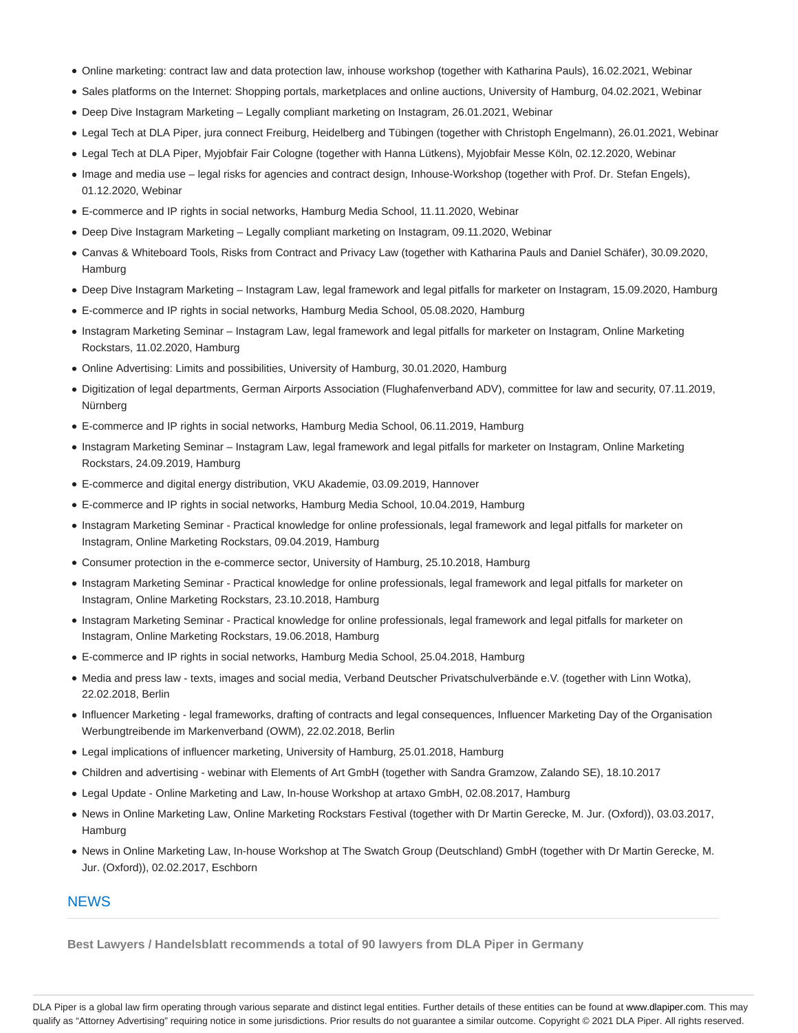- Online marketing: contract law and data protection law, inhouse workshop (together with Katharina Pauls), 16.02.2021, Webinar
- Sales platforms on the Internet: Shopping portals, marketplaces and online auctions, University of Hamburg, 04.02.2021, Webinar
- Deep Dive Instagram Marketing – Legally compliant marketing on Instagram, 26.01.2021, Webinar
- Legal Tech at DLA Piper, jura connect Freiburg, Heidelberg and Tübingen (together with Christoph Engelmann), 26.01.2021, Webinar
- Legal Tech at DLA Piper, Myjobfair Fair Cologne (together with Hanna Lütkens), Myjobfair Messe Köln, 02.12.2020, Webinar
- Image and media use – legal risks for agencies and contract design, Inhouse-Workshop (together with Prof. Dr. Stefan Engels), 01.12.2020, Webinar
- E-commerce and IP rights in social networks, Hamburg Media School, 11.11.2020, Webinar
- Deep Dive Instagram Marketing – Legally compliant marketing on Instagram, 09.11.2020, Webinar
- Canvas & Whiteboard Tools, Risks from Contract and Privacy Law (together with Katharina Pauls and Daniel Schäfer), 30.09.2020, Hamburg
- Deep Dive Instagram Marketing – Instagram Law, legal framework and legal pitfalls for marketer on Instagram, 15.09.2020, Hamburg
- E-commerce and IP rights in social networks, Hamburg Media School, 05.08.2020, Hamburg
- Instagram Marketing Seminar – Instagram Law, legal framework and legal pitfalls for marketer on Instagram, Online Marketing Rockstars, 11.02.2020, Hamburg
- Online Advertising: Limits and possibilities, University of Hamburg, 30.01.2020, Hamburg
- Digitization of legal departments, German Airports Association (Flughafenverband ADV), committee for law and security, 07.11.2019, Nürnberg
- E-commerce and IP rights in social networks, Hamburg Media School, 06.11.2019, Hamburg
- Instagram Marketing Seminar – Instagram Law, legal framework and legal pitfalls for marketer on Instagram, Online Marketing Rockstars, 24.09.2019, Hamburg
- E-commerce and digital energy distribution, VKU Akademie, 03.09.2019, Hannover
- E-commerce and IP rights in social networks, Hamburg Media School, 10.04.2019, Hamburg
- Instagram Marketing Seminar - Practical knowledge for online professionals, legal framework and legal pitfalls for marketer on Instagram, Online Marketing Rockstars, 09.04.2019, Hamburg
- Consumer protection in the e-commerce sector, University of Hamburg, 25.10.2018, Hamburg
- Instagram Marketing Seminar - Practical knowledge for online professionals, legal framework and legal pitfalls for marketer on Instagram, Online Marketing Rockstars, 23.10.2018, Hamburg
- Instagram Marketing Seminar - Practical knowledge for online professionals, legal framework and legal pitfalls for marketer on Instagram, Online Marketing Rockstars, 19.06.2018, Hamburg
- E-commerce and IP rights in social networks, Hamburg Media School, 25.04.2018, Hamburg
- Media and press law - texts, images and social media, Verband Deutscher Privatschulverbände e.V. (together with Linn Wotka), 22.02.2018, Berlin
- Influencer Marketing - legal frameworks, drafting of contracts and legal consequences, Influencer Marketing Day of the Organisation Werbungtreibende im Markenverband (OWM), 22.02.2018, Berlin
- Legal implications of influencer marketing, University of Hamburg, 25.01.2018, Hamburg
- Children and advertising - webinar with Elements of Art GmbH (together with Sandra Gramzow, Zalando SE), 18.10.2017
- Legal Update - Online Marketing and Law, In-house Workshop at artaxo GmbH, 02.08.2017, Hamburg
- News in Online Marketing Law, Online Marketing Rockstars Festival (together with Dr Martin Gerecke, M. Jur. (Oxford)), 03.03.2017, Hamburg
- News in Online Marketing Law, In-house Workshop at The Swatch Group (Deutschland) GmbH (together with Dr Martin Gerecke, M. Jur. (Oxford)), 02.02.2017, Eschborn

## NEWS

**Best Lawyers / Handelsblatt recommends a total of 90 lawyers from DLA Piper in Germany**

DLA Piper is a global law firm operating through various separate and distinct legal entities. Further details of these entities can be found at www.dlapiper.com. This may qualify as "Attorney Advertising" requiring notice in some jurisdictions. Prior results do not guarantee a similar outcome. Copyright © 2021 DLA Piper. All rights reserved.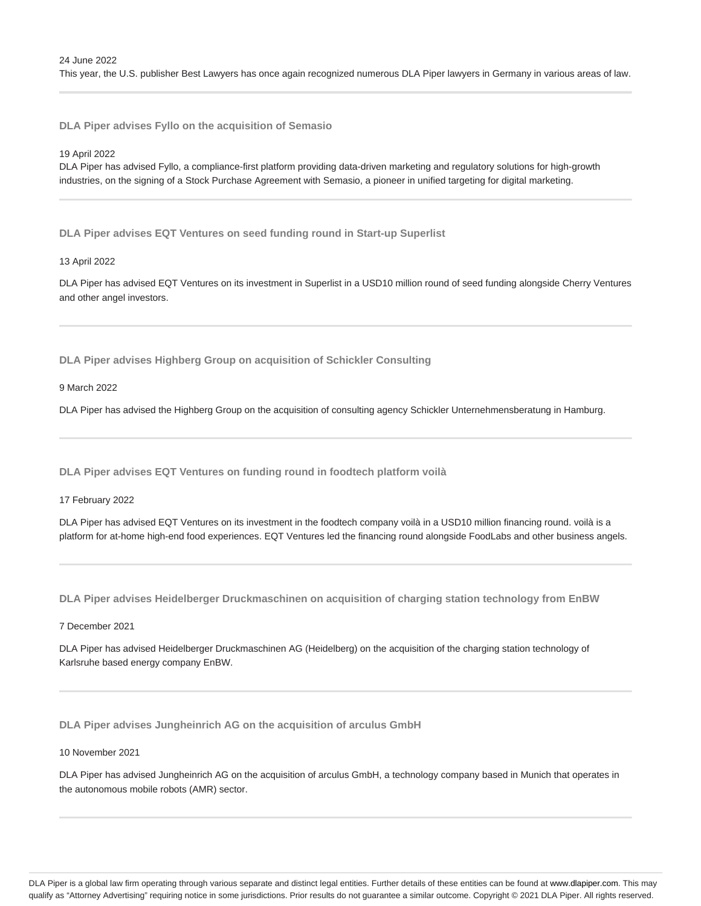24 June 2022

This year, the U.S. publisher Best Lawyers has once again recognized numerous DLA Piper lawyers in Germany in various areas of law.

---

### DLA Piper advises Fyllo on the acquisition of Semasio

19 April 2022

DLA Piper has advised Fyllo, a compliance-first platform providing data-driven marketing and regulatory solutions for high-growth industries, on the signing of a Stock Purchase Agreement with Semasio, a pioneer in unified targeting for digital marketing.

---

### DLA Piper advises EQT Ventures on seed funding round in Start-up Superlist

13 April 2022

DLA Piper has advised EQT Ventures on its investment in Superlist in a USD10 million round of seed funding alongside Cherry Ventures and other angel investors.

---

### DLA Piper advises Highberg Group on acquisition of Schickler Consulting

9 March 2022

DLA Piper has advised the Highberg Group on the acquisition of consulting agency Schickler Unternehmensberatung in Hamburg.

---

### DLA Piper advises EQT Ventures on funding round in foodtech platform voilà

17 February 2022

DLA Piper has advised EQT Ventures on its investment in the foodtech company voilà in a USD10 million financing round. voilà is a platform for at-home high-end food experiences. EQT Ventures led the financing round alongside FoodLabs and other business angels.

---

### DLA Piper advises Heidelberger Druckmaschinen on acquisition of charging station technology from EnBW

7 December 2021

DLA Piper has advised Heidelberger Druckmaschinen AG (Heidelberg) on the acquisition of the charging station technology of Karlsruhe based energy company EnBW.

---

### DLA Piper advises Jungheinrich AG on the acquisition of arculus GmbH

10 November 2021

DLA Piper has advised Jungheinrich AG on the acquisition of arculus GmbH, a technology company based in Munich that operates in the autonomous mobile robots (AMR) sector.

---

DLA Piper is a global law firm operating through various separate and distinct legal entities. Further details of these entities can be found at www.dlapiper.com. This may qualify as "Attorney Advertising" requiring notice in some jurisdictions. Prior results do not guarantee a similar outcome. Copyright © 2021 DLA Piper. All rights reserved.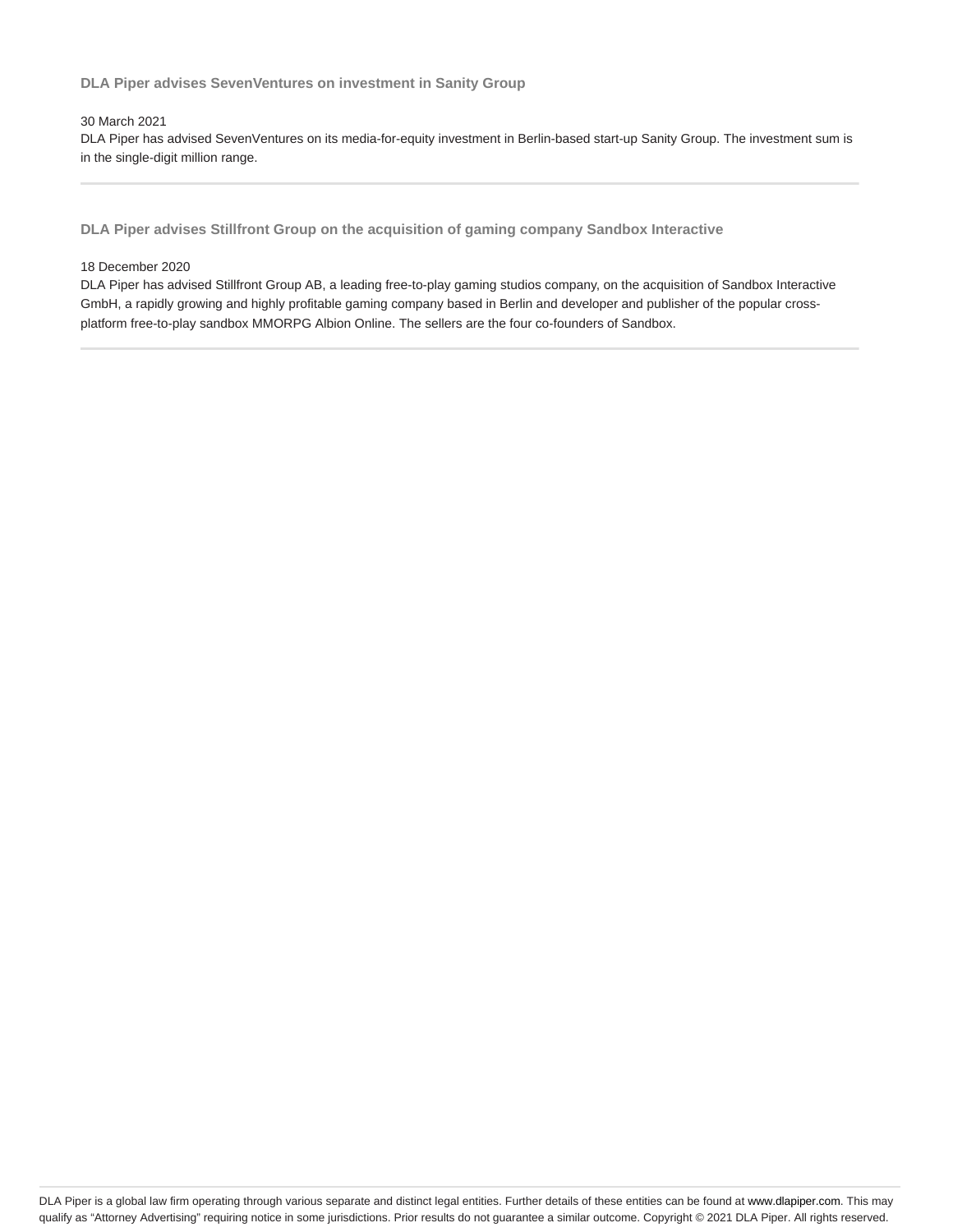### DLA Piper advises SevenVentures on investment in Sanity Group

30 March 2021

DLA Piper has advised SevenVentures on its media-for-equity investment in Berlin-based start-up Sanity Group. The investment sum is in the single-digit million range.

---

### DLA Piper advises Stillfront Group on the acquisition of gaming company Sandbox Interactive

18 December 2020

DLA Piper has advised Stillfront Group AB, a leading free-to-play gaming studios company, on the acquisition of Sandbox Interactive GmbH, a rapidly growing and highly profitable gaming company based in Berlin and developer and publisher of the popular cross-platform free-to-play sandbox MMORPG Albion Online. The sellers are the four co-founders of Sandbox.

---